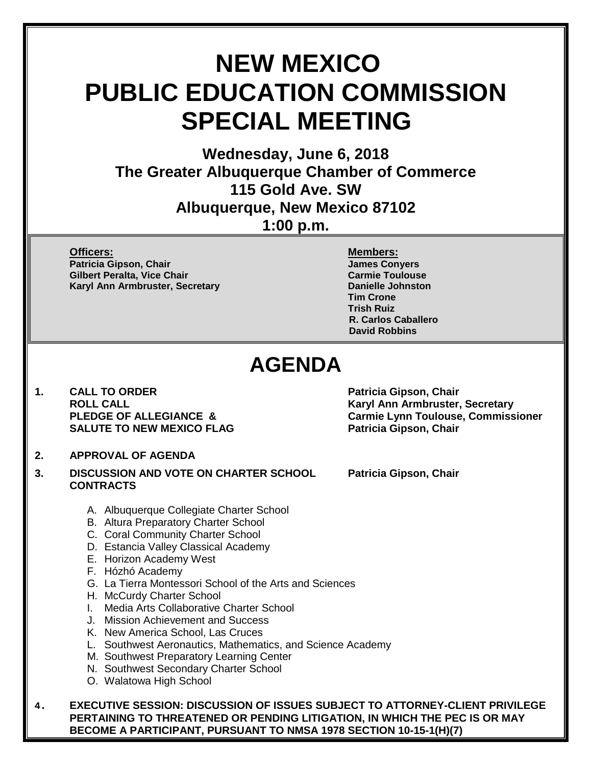# NEW MEXICO PUBLIC EDUCATION COMMISSION SPECIAL MEETING

**Wednesday, June 6, 2018**
**The Greater Albuquerque Chamber of Commerce**
**115 Gold Ave. SW**
**Albuquerque, New Mexico 87102**
**1:00 p.m.**

| **Officers:** | **Members:** |
| --- | --- |
| **Patricia Gipson, Chair** | **James Conyers** |
| **Gilbert Peralta, Vice Chair** | **Carmie Toulouse** |
| **Karyl Ann Armbruster, Secretary** | **Danielle Johnston** |
| | **Tim Crone** |
| | **Trish Ruiz** |
| | **R. Carlos Caballero** |
| | **David Robbins** |

# AGENDA

1. **CALL TO ORDER** — **Patricia Gipson, Chair**
   **ROLL CALL** — **Karyl Ann Armbruster, Secretary**
   **PLEDGE OF ALLEGIANCE & SALUTE TO NEW MEXICO FLAG** — **Carmie Lynn Toulouse, Commissioner**; **Patricia Gipson, Chair**

2. **APPROVAL OF AGENDA**

3. **DISCUSSION AND VOTE ON CHARTER SCHOOL CONTRACTS** — **Patricia Gipson, Chair**

   A. Albuquerque Collegiate Charter School
   B. Altura Preparatory Charter School
   C. Coral Community Charter School
   D. Estancia Valley Classical Academy
   E. Horizon Academy West
   F. Hózhó Academy
   G. La Tierra Montessori School of the Arts and Sciences
   H. McCurdy Charter School
   I. Media Arts Collaborative Charter School
   J. Mission Achievement and Success
   K. New America School, Las Cruces
   L. Southwest Aeronautics, Mathematics, and Science Academy
   M. Southwest Preparatory Learning Center
   N. Southwest Secondary Charter School
   O. Walatowa High School

4. **EXECUTIVE SESSION: DISCUSSION OF ISSUES SUBJECT TO ATTORNEY-CLIENT PRIVILEGE PERTAINING TO THREATENED OR PENDING LITIGATION, IN WHICH THE PEC IS OR MAY BECOME A PARTICIPANT, PURSUANT TO NMSA 1978 SECTION 10-15-1(H)(7)**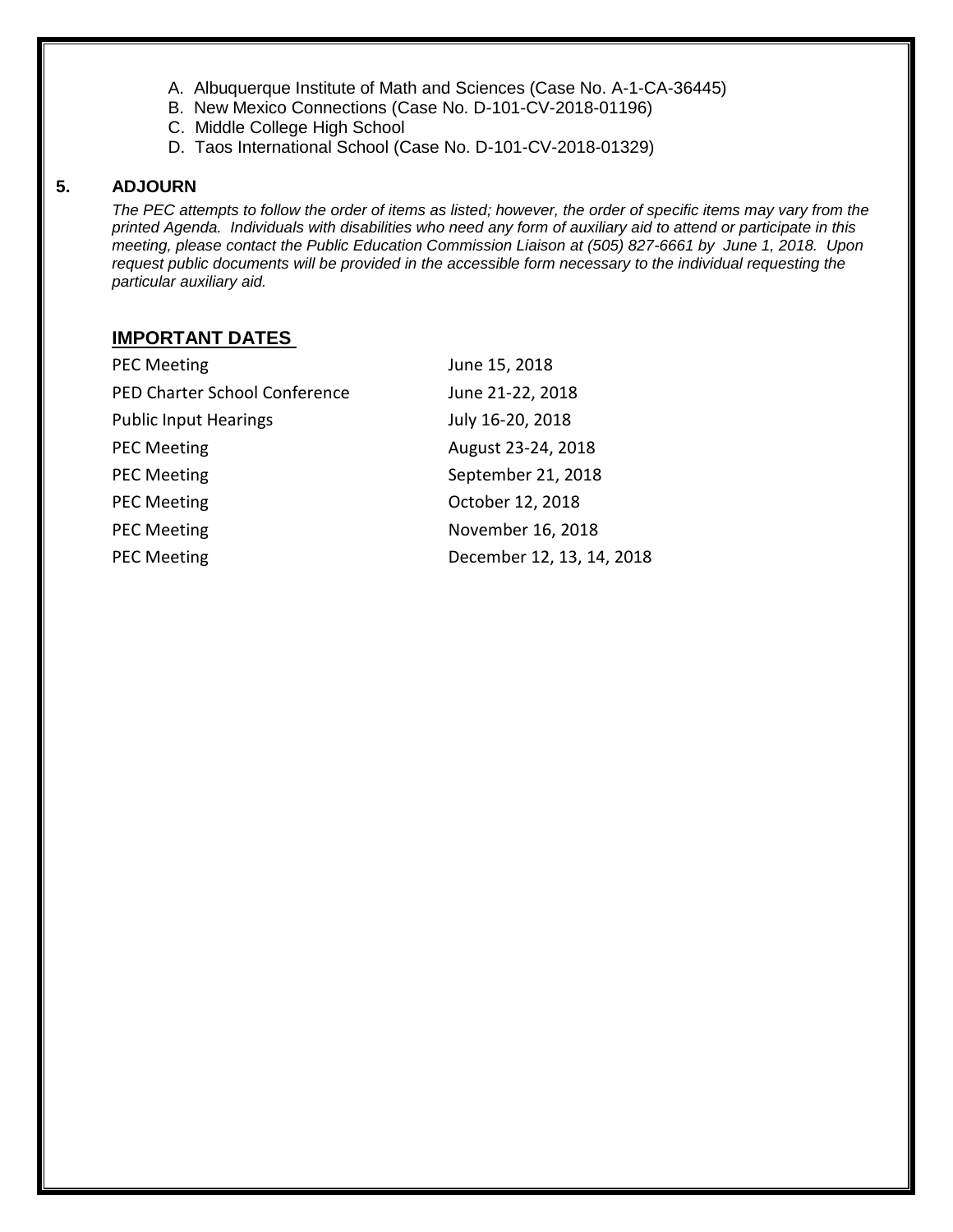A. Albuquerque Institute of Math and Sciences (Case No. A-1-CA-36445)
B. New Mexico Connections (Case No. D-101-CV-2018-01196)
C. Middle College High School
D. Taos International School (Case No. D-101-CV-2018-01329)

## 5. ADJOURN

*The PEC attempts to follow the order of items as listed; however, the order of specific items may vary from the printed Agenda. Individuals with disabilities who need any form of auxiliary aid to attend or participate in this meeting, please contact the Public Education Commission Liaison at (505) 827-6661 by June 1, 2018. Upon request public documents will be provided in the accessible form necessary to the individual requesting the particular auxiliary aid.*

## IMPORTANT DATES

| | |
|---|---|
| PEC Meeting | June 15, 2018 |
| PED Charter School Conference | June 21-22, 2018 |
| Public Input Hearings | July 16-20, 2018 |
| PEC Meeting | August 23-24, 2018 |
| PEC Meeting | September 21, 2018 |
| PEC Meeting | October 12, 2018 |
| PEC Meeting | November 16, 2018 |
| PEC Meeting | December 12, 13, 14, 2018 |